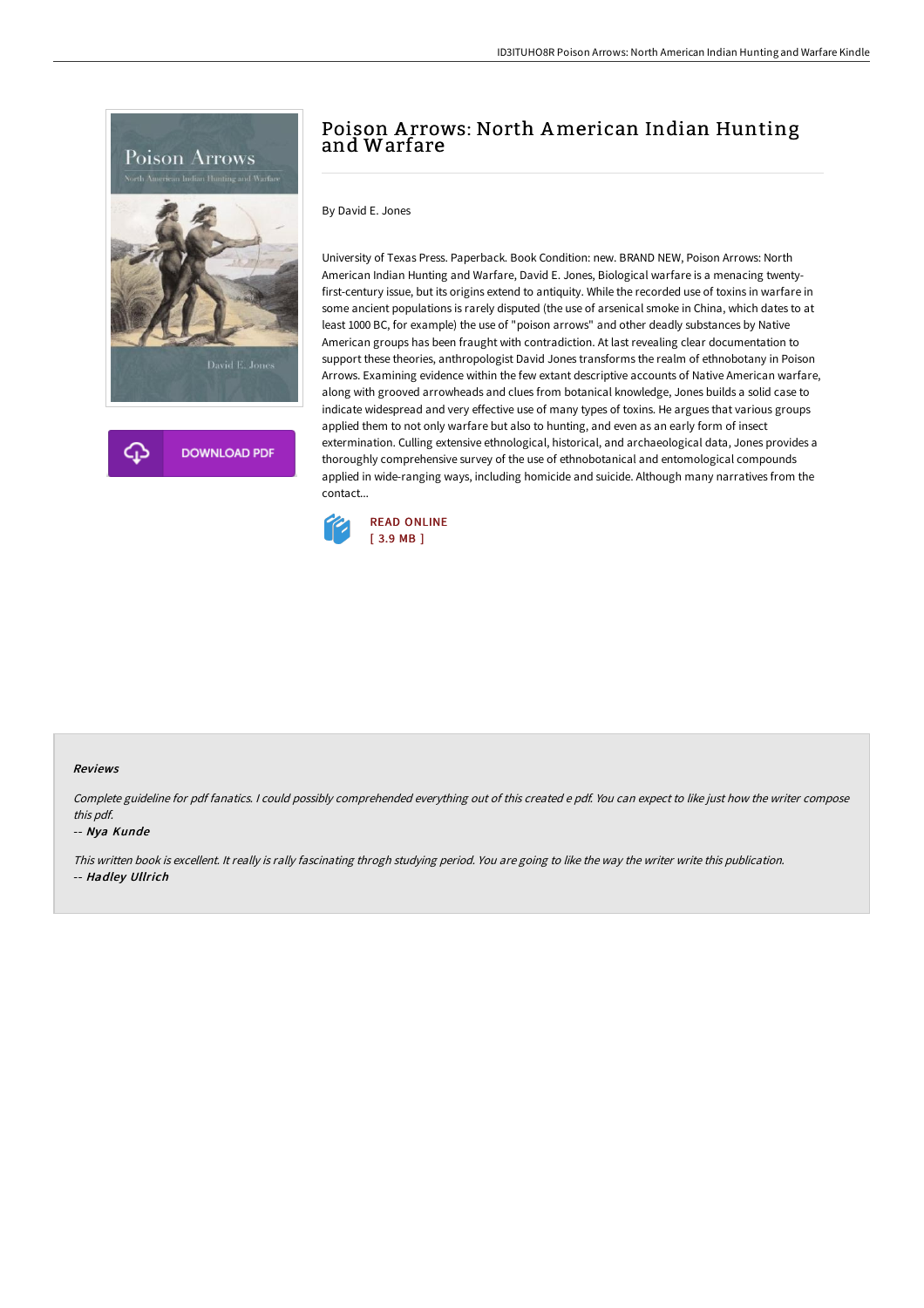# Poison Arrows: North American Indian Hunting and Warfare

By David E. Jones

University of Texas Press. Paperback. Book Condition: new. BRAND NEW, Poison Arrows: North American Indian Hunting and Warfare, David E. Jones, Biological warfare is a menacing twenty-first-century issue, but its origins extend to antiquity. While the recorded use of toxins in warfare in some ancient populations is rarely disputed (the use of arsenical smoke in China, which dates to at least 1000 BC, for example) the use of "poison arrows" and other deadly substances by Native American groups has been fraught with contradiction. At last revealing clear documentation to support these theories, anthropologist David Jones transforms the realm of ethnobotany in Poison Arrows. Examining evidence within the few extant descriptive accounts of Native American warfare, along with grooved arrowheads and clues from botanical knowledge, Jones builds a solid case to indicate widespread and very effective use of many types of toxins. He argues that various groups applied them to not only warfare but also to hunting, and even as an early form of insect extermination. Culling extensive ethnological, historical, and archaeological data, Jones provides a thoroughly comprehensive survey of the use of ethnobotanical and entomological compounds applied in wide-ranging ways, including homicide and suicide. Although many narratives from the contact...

READ ONLINE
[ 3.9 MB ]

DOWNLOAD PDF

### Reviews

*Complete guideline for pdf fanatics. I could possibly comprehended everything out of this created e pdf. You can expect to like just how the writer compose this pdf.*

-- ***Nya Kunde***

*This written book is excellent. It really is rally fascinating throgh studying period. You are going to like the way the writer write this publication.*

-- ***Hadley Ullrich***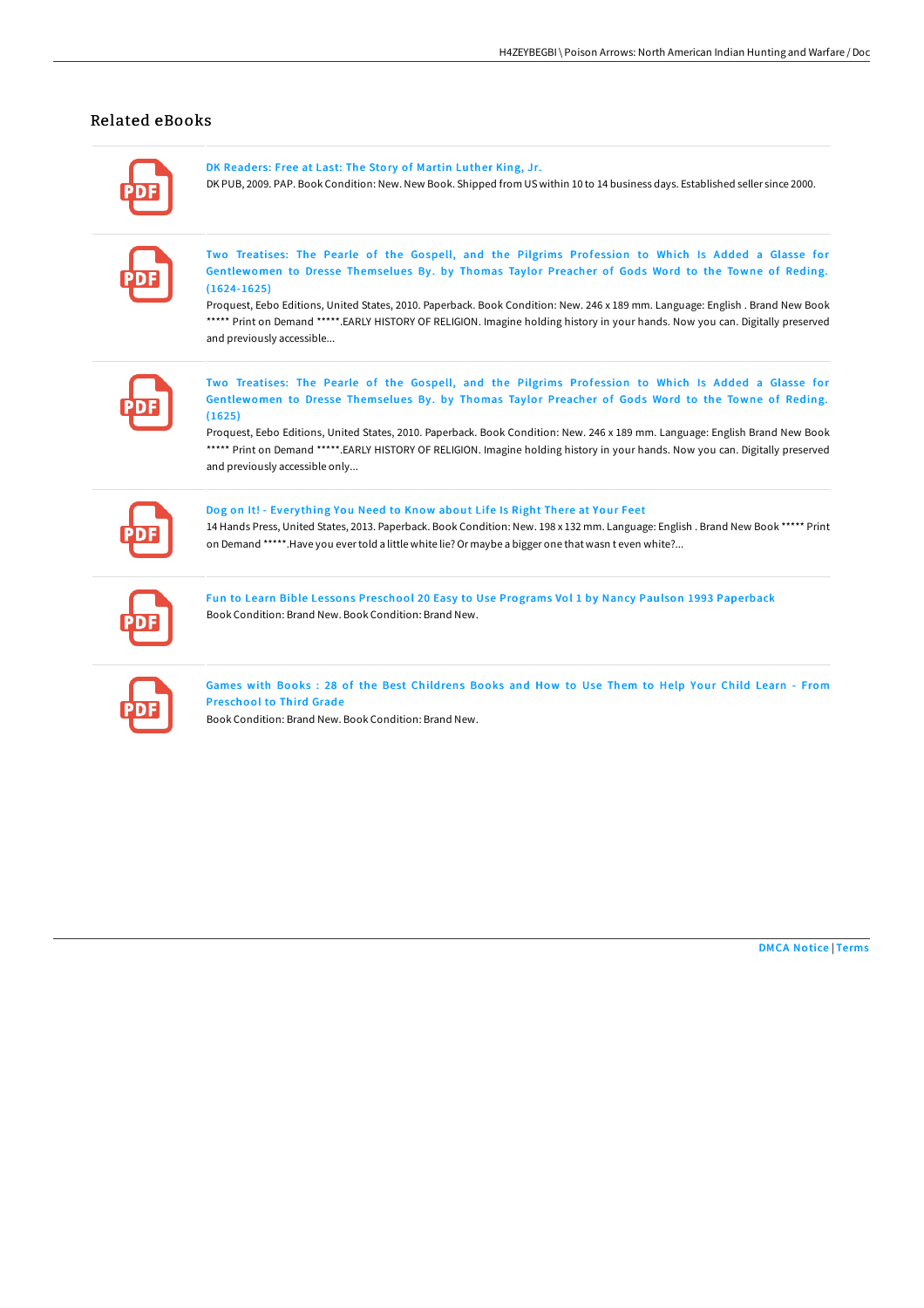## Related eBooks

**DK Readers: Free at Last: The Story of Martin Luther King, Jr.**

DK PUB, 2009. PAP. Book Condition: New. New Book. Shipped from US within 10 to 14 business days. Established seller since 2000.

**Two Treatises: The Pearle of the Gospell, and the Pilgrims Profession to Which Is Added a Glasse for Gentlewomen to Dresse Themselues By. by Thomas Taylor Preacher of Gods Word to the Towne of Reding. (1624-1625)**

Proquest, Eebo Editions, United States, 2010. Paperback. Book Condition: New. 246 x 189 mm. Language: English . Brand New Book ***** Print on Demand *****.EARLY HISTORY OF RELIGION. Imagine holding history in your hands. Now you can. Digitally preserved and previously accessible...

**Two Treatises: The Pearle of the Gospell, and the Pilgrims Profession to Which Is Added a Glasse for Gentlewomen to Dresse Themselues By. by Thomas Taylor Preacher of Gods Word to the Towne of Reding. (1625)**

Proquest, Eebo Editions, United States, 2010. Paperback. Book Condition: New. 246 x 189 mm. Language: English Brand New Book ***** Print on Demand *****.EARLY HISTORY OF RELIGION. Imagine holding history in your hands. Now you can. Digitally preserved and previously accessible only...

**Dog on It! - Everything You Need to Know about Life Is Right There at Your Feet**

14 Hands Press, United States, 2013. Paperback. Book Condition: New. 198 x 132 mm. Language: English . Brand New Book ***** Print on Demand *****.Have you ever told a little white lie? Or maybe a bigger one that wasn t even white?...

**Fun to Learn Bible Lessons Preschool 20 Easy to Use Programs Vol 1 by Nancy Paulson 1993 Paperback**

Book Condition: Brand New. Book Condition: Brand New.

**Games with Books : 28 of the Best Childrens Books and How to Use Them to Help Your Child Learn - From Preschool to Third Grade**

Book Condition: Brand New. Book Condition: Brand New.